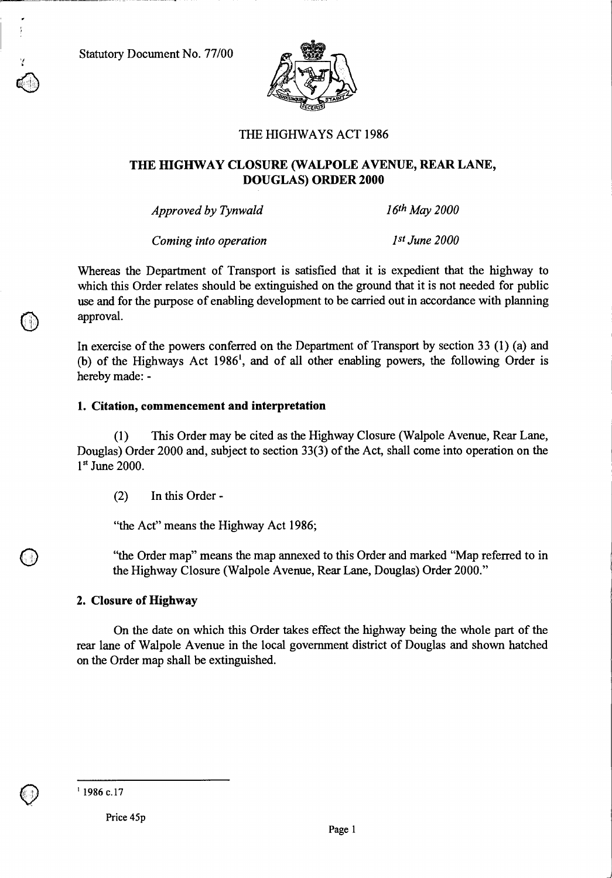Statutory Document No. 77/00

THE HIGHWAYS ACT 1986

# THE HIGHWAY CLOSURE (WALPOLE AVENUE, REAR LANE, DOUGLAS) ORDER 2000

| | |
|---|---|
| *Approved by Tynwald* | *16th May 2000* |
| *Coming into operation* | *1st June 2000* |

Whereas the Department of Transport is satisfied that it is expedient that the highway to which this Order relates should be extinguished on the ground that it is not needed for public use and for the purpose of enabling development to be carried out in accordance with planning approval.

In exercise of the powers conferred on the Department of Transport by section 33 (1) (a) and (b) of the Highways Act 1986[1], and of all other enabling powers, the following Order is hereby made: -

## 1. Citation, commencement and interpretation

(1) This Order may be cited as the Highway Closure (Walpole Avenue, Rear Lane, Douglas) Order 2000 and, subject to section 33(3) of the Act, shall come into operation on the 1st June 2000.

(2) In this Order -

"the Act" means the Highway Act 1986;

"the Order map" means the map annexed to this Order and marked "Map referred to in the Highway Closure (Walpole Avenue, Rear Lane, Douglas) Order 2000."

## 2. Closure of Highway

On the date on which this Order takes effect the highway being the whole part of the rear lane of Walpole Avenue in the local government district of Douglas and shown hatched on the Order map shall be extinguished.

---

[1] 1986 c.17

Price 45p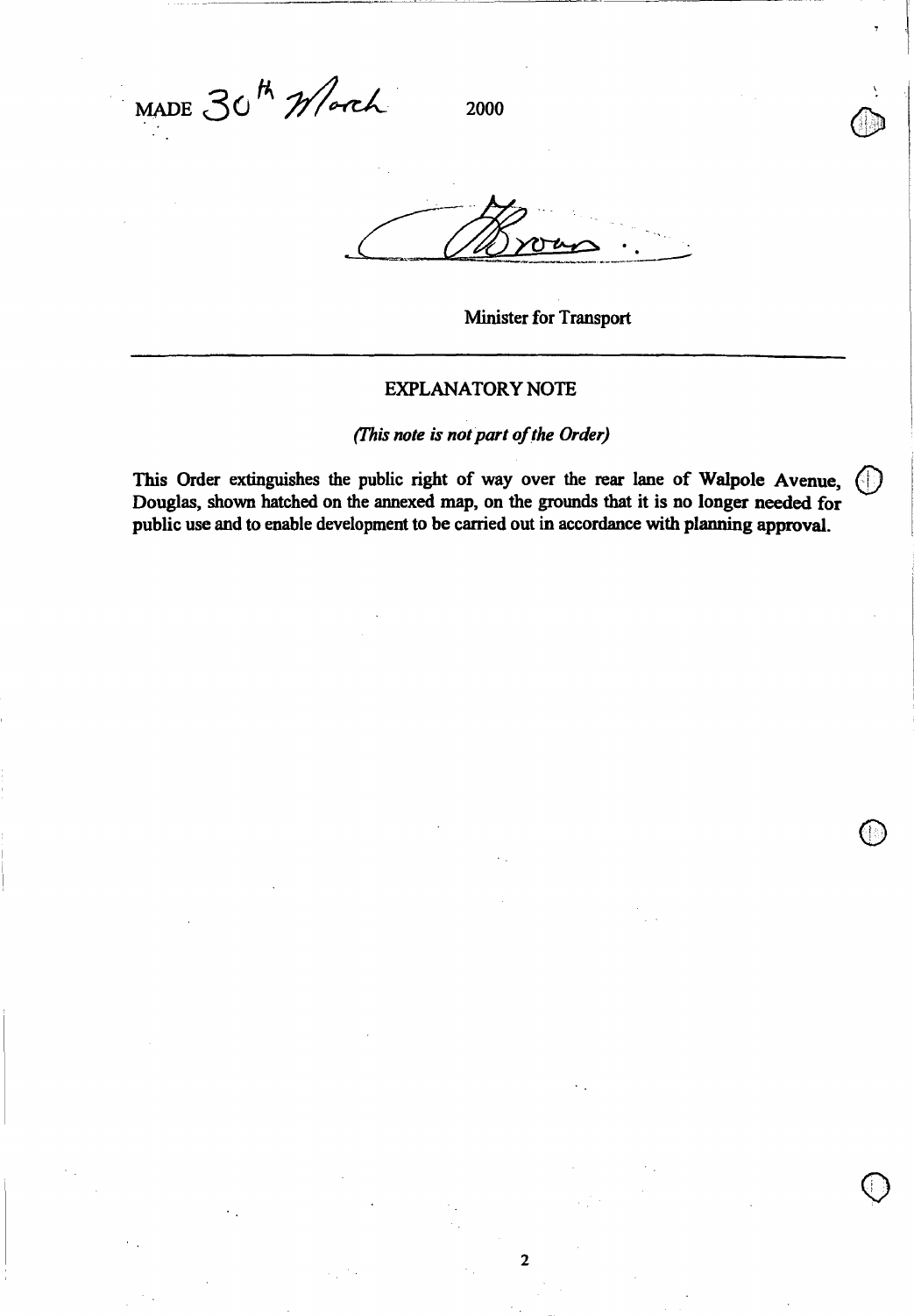MADE 30th March 2000

Brown

Minister for Transport

---

## EXPLANATORY NOTE

*(This note is not part of the Order)*

**This Order extinguishes the public right of way over the rear lane of Walpole Avenue, Douglas, shown hatched on the annexed map, on the grounds that it is no longer needed for public use and to enable development to be carried out in accordance with planning approval.**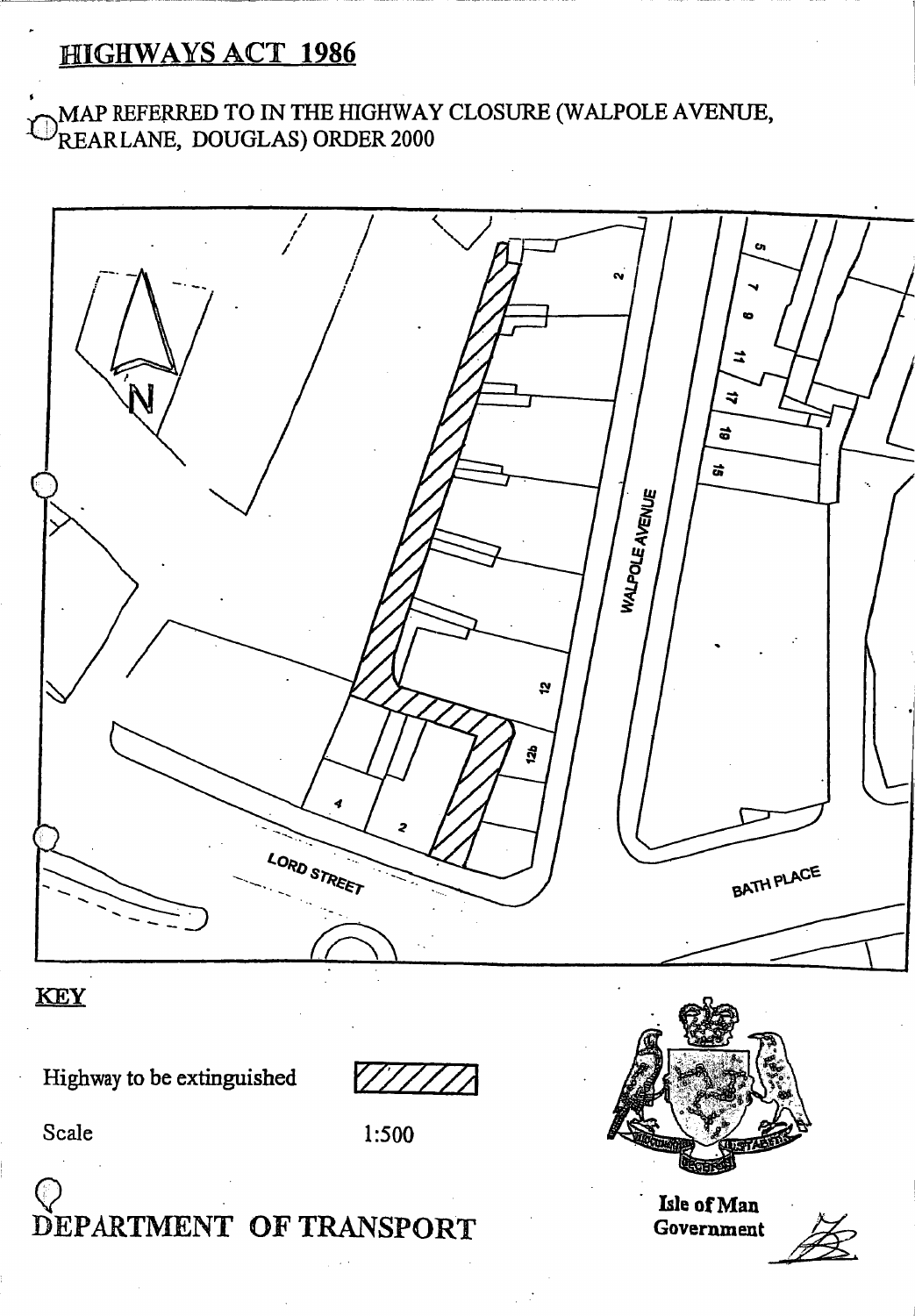# HIGHWAYS ACT 1986

MAP REFERRED TO IN THE HIGHWAY CLOSURE (WALPOLE AVENUE, REAR LANE, DOUGLAS) ORDER 2000

N

WALPOLE AVENUE

LORD STREET

BATH PLACE

2

5

7

9

11

17

19

15

12

12b

4

2

**KEY**

Highway to be extinguished

Scale 1:500

DEPARTMENT OF TRANSPORT

Isle of Man Government